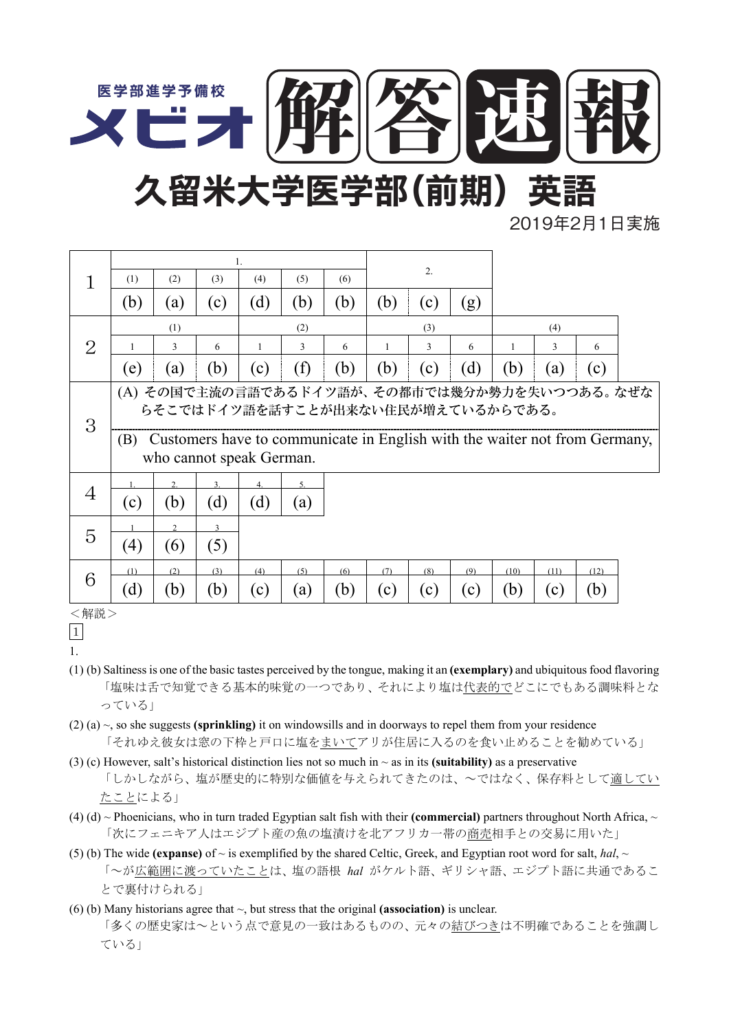医学部進学予備校 メビオ 解答速報

# 久留米大学医学部（前期）英語

2019年2月1日実施

| | 1. | | | | | | 2. | | |
|---|---|---|---|---|---|---|---|---|---|
| 1 | (1) | (2) | (3) | (4) | (5) | (6) | | | |
| | (b) | (a) | (c) | (d) | (b) | (b) | (b) | (c) | (g) |

| | (1) | | | (2) | | | (3) | | | (4) | | |
|---|---|---|---|---|---|---|---|---|---|---|---|---|
| 2 | 1 | 3 | 6 | 1 | 3 | 6 | 1 | 3 | 6 | 1 | 3 | 6 |
| | (e) | (a) | (b) | (c) | (f) | (b) | (b) | (c) | (d) | (b) | (a) | (c) |

**3**

(A) その国で主流の言語であるドイツ語が、その都市では幾分か勢力を失いつつある。なぜならそこではドイツ語を話すことが出来ない住民が増えているからである。

(B) Customers have to communicate in English with the waiter not from Germany, who cannot speak German.

| 4 | 1. | 2. | 3. | 4. | 5. |
|---|---|---|---|---|---|
| | (c) | (b) | (d) | (d) | (a) |

| 5 | 1 | 2 | 3 |
|---|---|---|---|
| | (4) | (6) | (5) |

| 6 | (1) | (2) | (3) | (4) | (5) | (6) | (7) | (8) | (9) | (10) | (11) | (12) |
|---|---|---|---|---|---|---|---|---|---|---|---|---|
| | (d) | (b) | (b) | (c) | (a) | (b) | (c) | (c) | (c) | (b) | (c) | (b) |

＜解説＞

1

1.

(1) (b) Saltiness is one of the basic tastes perceived by the tongue, making it an **(exemplary)** and ubiquitous food flavoring
「塩味は舌で知覚できる基本的味覚の一つであり、それにより塩は代表的でどこにでもある調味料となっている」

(2) (a) ~, so she suggests **(sprinkling)** it on windowsills and in doorways to repel them from your residence
「それゆえ彼女は窓の下枠と戸口に塩をまいてアリが住居に入るのを食い止めることを勧めている」

(3) (c) However, salt's historical distinction lies not so much in ~ as in its **(suitability)** as a preservative
「しかしながら、塩が歴史的に特別な価値を与えられてきたのは、〜ではなく、保存料として適していたことによる」

(4) (d) ~ Phoenicians, who in turn traded Egyptian salt fish with their **(commercial)** partners throughout North Africa, ~
「次にフェニキア人はエジプト産の魚の塩漬けを北アフリカ一帯の商売相手との交易に用いた」

(5) (b) The wide **(expanse)** of ~ is exemplified by the shared Celtic, Greek, and Egyptian root word for salt, *hal*, ~
「〜が広範囲に渡っていたことは、塩の語根 *hal* がケルト語、ギリシャ語、エジプト語に共通であることで裏付けられる」

(6) (b) Many historians agree that ~, but stress that the original **(association)** is unclear.
「多くの歴史家は〜という点で意見の一致はあるものの、元々の結びつきは不明確であることを強調している」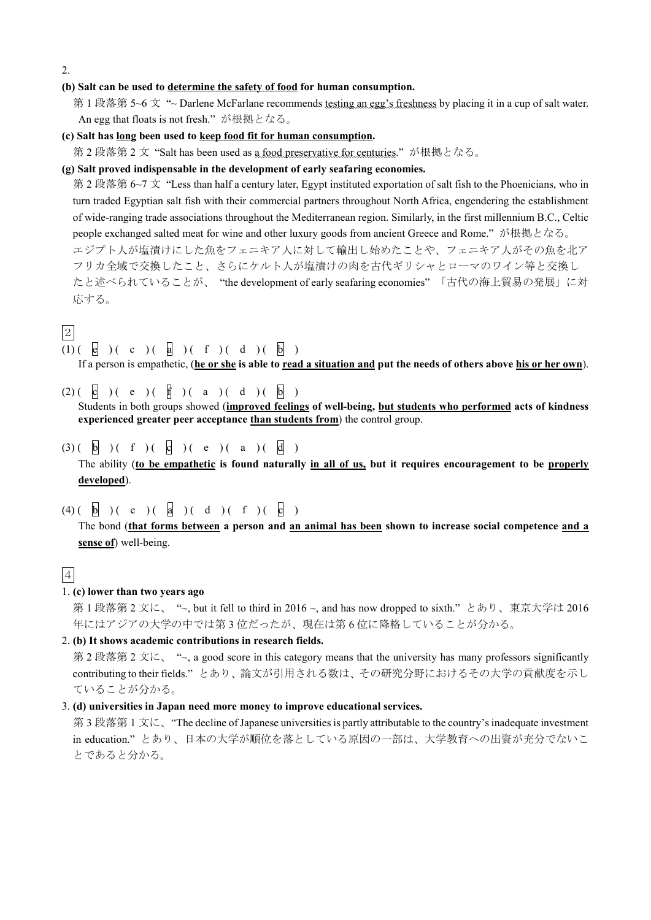2.

**(b) Salt can be used to determine the safety of food for human consumption.**

第 1 段落第 5~6 文 "~ Darlene McFarlane recommends testing an egg's freshness by placing it in a cup of salt water. An egg that floats is not fresh." が根拠となる。

**(c) Salt has long been used to keep food fit for human consumption.**

第 2 段落第 2 文 "Salt has been used as a food preservative for centuries." が根拠となる。

**(g) Salt proved indispensable in the development of early seafaring economies.**

第 2 段落第 6~7 文 "Less than half a century later, Egypt instituted exportation of salt fish to the Phoenicians, who in turn traded Egyptian salt fish with their commercial partners throughout North Africa, engendering the establishment of wide-ranging trade associations throughout the Mediterranean region. Similarly, in the first millennium B.C., Celtic people exchanged salted meat for wine and other luxury goods from ancient Greece and Rome." が根拠となる。
エジプト人が塩漬けにした魚をフェニキア人に対して輸出し始めたことや、フェニキア人がその魚を北アフリカ全域で交換したこと、さらにケルト人が塩漬けの肉を古代ギリシャとローマのワイン等と交換したと述べられていることが、 "the development of early seafaring economies" 「古代の海上貿易の発展」に対応する。

## 2

(1) ( e ) ( c ) ( a ) ( f ) ( d ) ( b )

If a person is empathetic, (**he or she is able to read a situation and put the needs of others above his or her own**).

(2) ( c ) ( e ) ( f ) ( a ) ( d ) ( b )

Students in both groups showed (**improved feelings of well-being, but students who performed acts of kindness experienced greater peer acceptance than students from**) the control group.

(3) ( b ) ( f ) ( c ) ( e ) ( a ) ( d )

The ability (**to be empathetic is found naturally in all of us, but it requires encouragement to be properly developed**).

(4) ( b ) ( e ) ( a ) ( d ) ( f ) ( c )

The bond (**that forms between a person and an animal has been shown to increase social competence and a sense of**) well-being.

## 4

1. **(c) lower than two years ago**

第 1 段落第 2 文に、 "~, but it fell to third in 2016 ~, and has now dropped to sixth." とあり、東京大学は 2016 年にはアジアの大学の中では第 3 位だったが、現在は第 6 位に降格していることが分かる。

2. **(b) It shows academic contributions in research fields.**

第 2 段落第 2 文に、 "~, a good score in this category means that the university has many professors significantly contributing to their fields." とあり、論文が引用される数は、その研究分野におけるその大学の貢献度を示していることが分かる。

3. **(d) universities in Japan need more money to improve educational services.**

第 3 段落第 1 文に、"The decline of Japanese universities is partly attributable to the country's inadequate investment in education." とあり、日本の大学が順位を落としている原因の一部は、大学教育への出資が充分でないことであると分かる。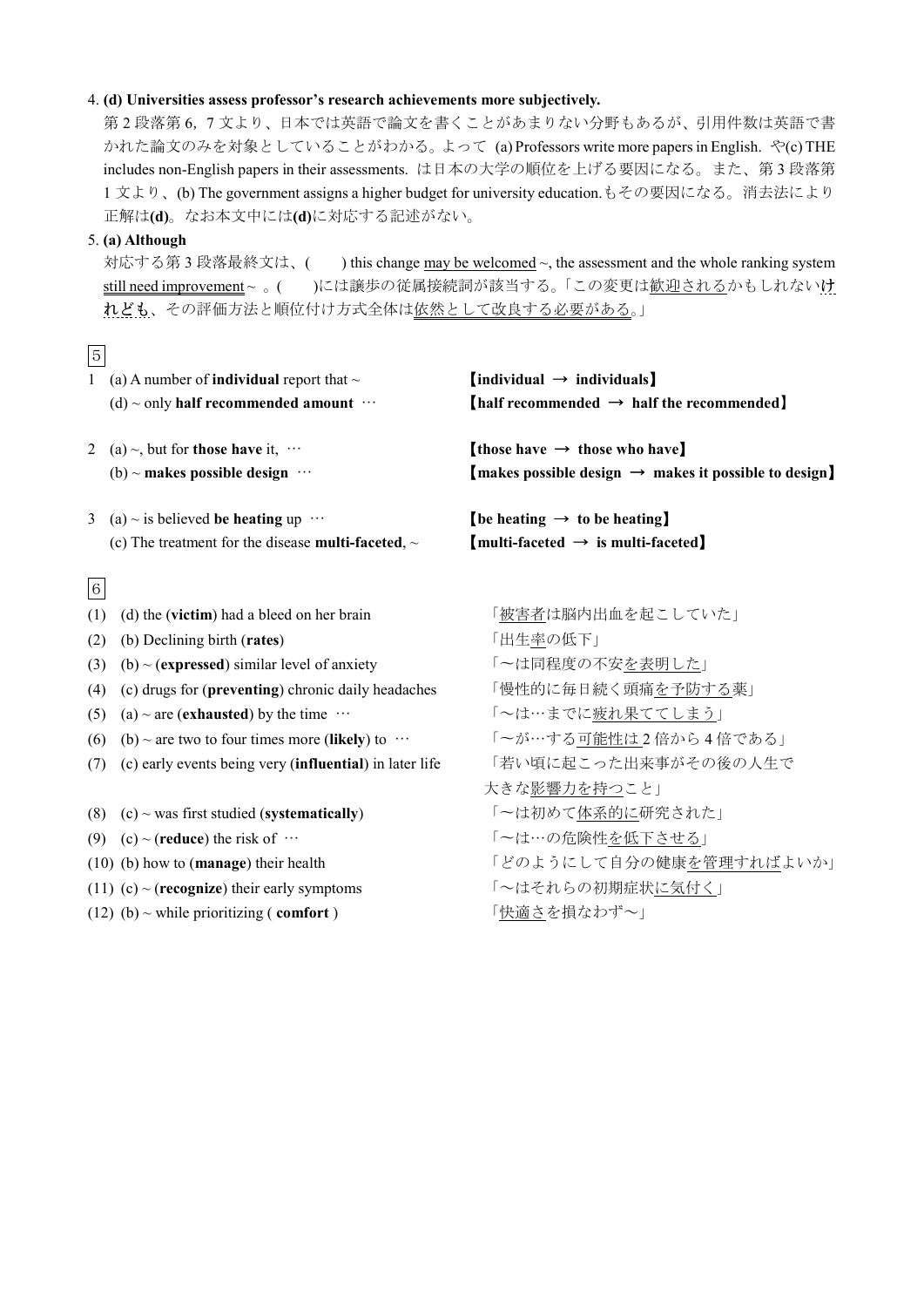4. **(d) Universities assess professor's research achievements more subjectively.**

第 2 段落第 6，7 文より、日本では英語で論文を書くことがあまりない分野もあるが、引用件数は英語で書かれた論文のみを対象としていることがわかる。よって (a) Professors write more papers in English. や(c) THE includes non-English papers in their assessments. は日本の大学の順位を上げる要因になる。また、第 3 段落第 1 文より、(b) The government assigns a higher budget for university education.もその要因になる。消去法により正解は**(d)**。なお本文中には**(d)**に対応する記述がない。

5. **(a) Although**

対応する第 3 段落最終文は、(　　) this change may be welcomed ~, the assessment and the whole ranking system still need improvement ~ 。(　　)には譲歩の従属接続詞が該当する。「この変更は歓迎されるかもしれないけれども、その評価方法と順位付け方式全体は依然として改良する必要がある。」

5

1 (a) A number of **individual** report that ~ 【**individual → individuals**】
(d) ~ only **half recommended amount** … 【**half recommended → half the recommended**】

2 (a) ~, but for **those have** it, … 【**those have → those who have**】
(b) ~ **makes possible design** … 【**makes possible design → makes it possible to design**】

3 (a) ~ is believed **be heating** up … 【**be heating → to be heating**】
(c) The treatment for the disease **multi-faceted**, ~ 【**multi-faceted → is multi-faceted**】

6

(1) (d) the (**victim**) had a bleed on her brain 「被害者は脳内出血を起こしていた」
(2) (b) Declining birth (**rates**) 「出生率の低下」
(3) (b) ~ (**expressed**) similar level of anxiety 「～は同程度の不安を表明した」
(4) (c) drugs for (**preventing**) chronic daily headaches 「慢性的に毎日続く頭痛を予防する薬」
(5) (a) ~ are (**exhausted**) by the time … 「～は…までに疲れ果ててしまう」
(6) (b) ~ are two to four times more (**likely**) to … 「～が…する可能性は 2 倍から 4 倍である」
(7) (c) early events being very (**influential**) in later life 「若い頃に起こった出来事がその後の人生で大きな影響力を持つこと」
(8) (c) ~ was first studied (**systematically**) 「～は初めて体系的に研究された」
(9) (c) ~ (**reduce**) the risk of … 「～は…の危険性を低下させる」
(10) (b) how to (**manage**) their health 「どのようにして自分の健康を管理すればよいか」
(11) (c) ~ (**recognize**) their early symptoms 「～はそれらの初期症状に気付く」
(12) (b) ~ while prioritizing ( **comfort** ) 「快適さを損なわず～」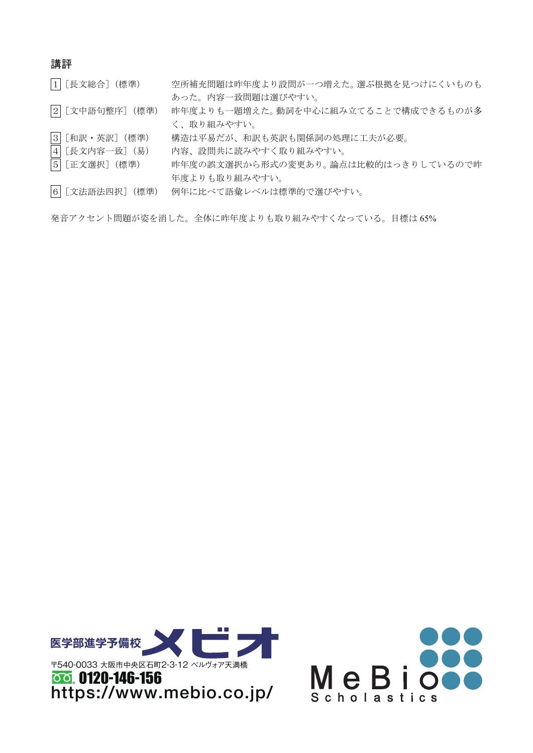## 講評

| | | |
|---|---|---|
| 1 | ［長文総合］（標準） | 空所補充問題は昨年度より設問が一つ増えた。選ぶ根拠を見つけにくいものもあった。内容一致問題は選びやすい。 |
| 2 | ［文中語句整序］（標準） | 昨年度よりも一題増えた。動詞を中心に組み立てることで構成できるものが多く、取り組みやすい。 |
| 3 | ［和訳・英訳］（標準） | 構造は平易だが、和訳も英訳も関係詞の処理に工夫が必要。 |
| 4 | ［長文内容一致］（易） | 内容、設問共に読みやすく取り組みやすい。 |
| 5 | ［正文選択］（標準） | 昨年度の誤文選択から形式の変更あり。論点は比較的はっきりしているので昨年度よりも取り組みやすい。 |
| 6 | ［文法語法四択］（標準） | 例年に比べて語彙レベルは標準的で選びやすい。 |

発音アクセント問題が姿を消した。全体に昨年度よりも取り組みやすくなっている。目標は 65%

医学部進学予備校 メビオ
〒540-0033 大阪市中央区石町2-3-12 ベルヴォア天満橋
0120-146-156
https://www.mebio.co.jp/

MeBio Scholastics